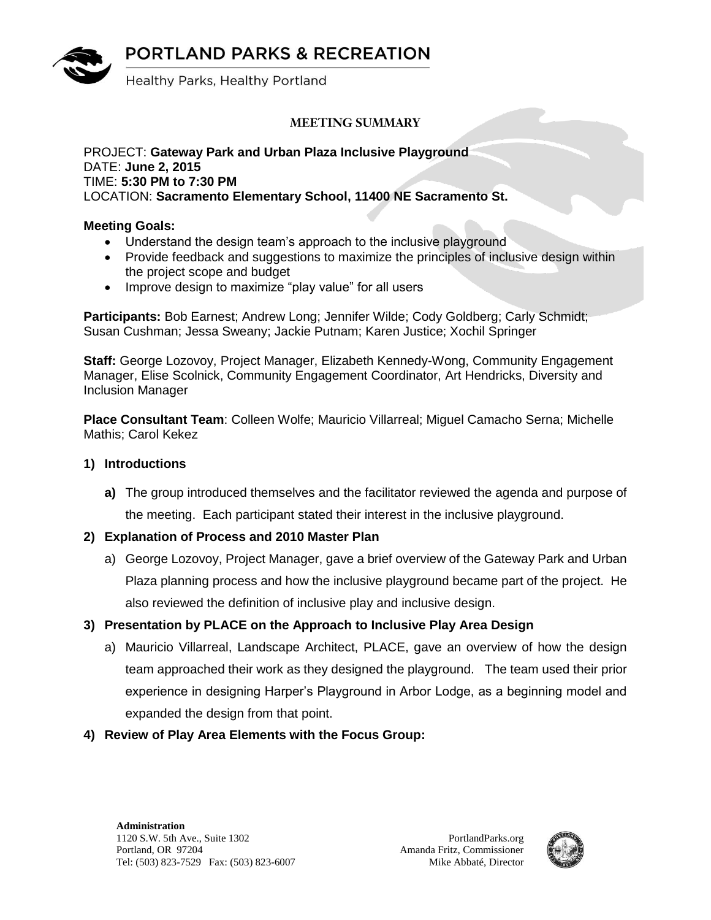# PORTLAND PARKS & RECREATION

Healthy Parks, Healthy Portland

## MEETING SUMMARY

PROJECT: **Gateway Park and Urban Plaza Inclusive Playground**
DATE: **June 2, 2015**
TIME: **5:30 PM to 7:30 PM**
LOCATION: **Sacramento Elementary School, 11400 NE Sacramento St.**

**Meeting Goals:**

- Understand the design team's approach to the inclusive playground
- Provide feedback and suggestions to maximize the principles of inclusive design within the project scope and budget
- Improve design to maximize "play value" for all users

**Participants:** Bob Earnest; Andrew Long; Jennifer Wilde; Cody Goldberg; Carly Schmidt; Susan Cushman; Jessa Sweany; Jackie Putnam; Karen Justice; Xochil Springer

**Staff:** George Lozovoy, Project Manager, Elizabeth Kennedy-Wong, Community Engagement Manager, Elise Scolnick, Community Engagement Coordinator, Art Hendricks, Diversity and Inclusion Manager

**Place Consultant Team**: Colleen Wolfe; Mauricio Villarreal; Miguel Camacho Serna; Michelle Mathis; Carol Kekez

### 1) Introductions

**a)** The group introduced themselves and the facilitator reviewed the agenda and purpose of the meeting. Each participant stated their interest in the inclusive playground.

### 2) Explanation of Process and 2010 Master Plan

a) George Lozovoy, Project Manager, gave a brief overview of the Gateway Park and Urban Plaza planning process and how the inclusive playground became part of the project. He also reviewed the definition of inclusive play and inclusive design.

### 3) Presentation by PLACE on the Approach to Inclusive Play Area Design

a) Mauricio Villarreal, Landscape Architect, PLACE, gave an overview of how the design team approached their work as they designed the playground. The team used their prior experience in designing Harper's Playground in Arbor Lodge, as a beginning model and expanded the design from that point.

### 4) Review of Play Area Elements with the Focus Group:

**Administration**
1120 S.W. 5th Ave., Suite 1302
Portland, OR 97204
Tel: (503) 823-7529 Fax: (503) 823-6007

PortlandParks.org
Amanda Fritz, Commissioner
Mike Abbaté, Director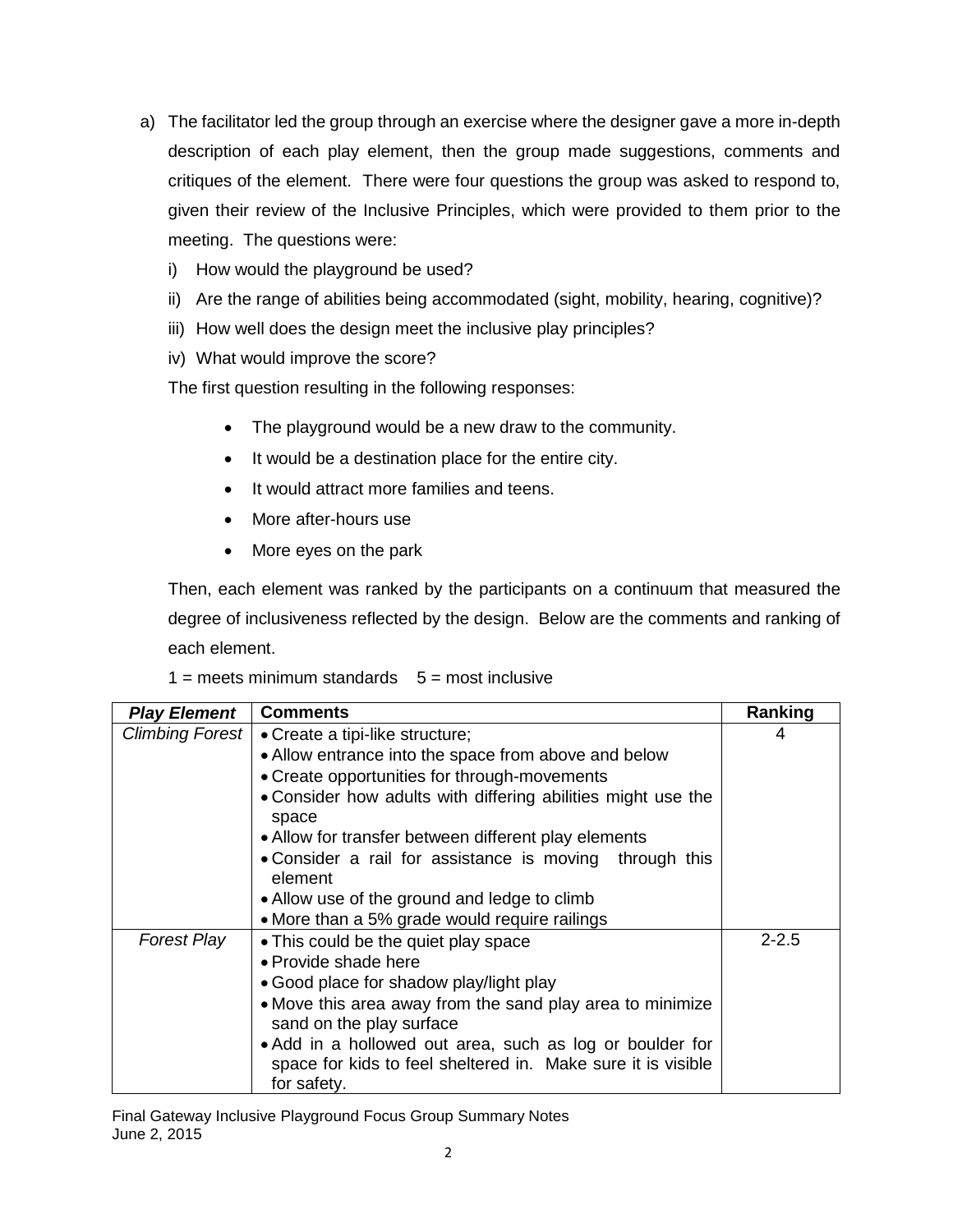a) The facilitator led the group through an exercise where the designer gave a more in-depth description of each play element, then the group made suggestions, comments and critiques of the element. There were four questions the group was asked to respond to, given their review of the Inclusive Principles, which were provided to them prior to the meeting. The questions were:

   i) How would the playground be used?

   ii) Are the range of abilities being accommodated (sight, mobility, hearing, cognitive)?

   iii) How well does the design meet the inclusive play principles?

   iv) What would improve the score?

   The first question resulting in the following responses:

   - The playground would be a new draw to the community.
   - It would be a destination place for the entire city.
   - It would attract more families and teens.
   - More after-hours use
   - More eyes on the park

   Then, each element was ranked by the participants on a continuum that measured the degree of inclusiveness reflected by the design. Below are the comments and ranking of each element.

   1 = meets minimum standards    5 = most inclusive

| *Play Element* | Comments | Ranking |
|---|---|---|
| *Climbing Forest* | • Create a tipi-like structure;<br>• Allow entrance into the space from above and below<br>• Create opportunities for through-movements<br>• Consider how adults with differing abilities might use the space<br>• Allow for transfer between different play elements<br>• Consider a rail for assistance is moving through this element<br>• Allow use of the ground and ledge to climb<br>• More than a 5% grade would require railings | 4 |
| *Forest Play* | • This could be the quiet play space<br>• Provide shade here<br>• Good place for shadow play/light play<br>• Move this area away from the sand play area to minimize sand on the play surface<br>• Add in a hollowed out area, such as log or boulder for space for kids to feel sheltered in. Make sure it is visible for safety. | 2-2.5 |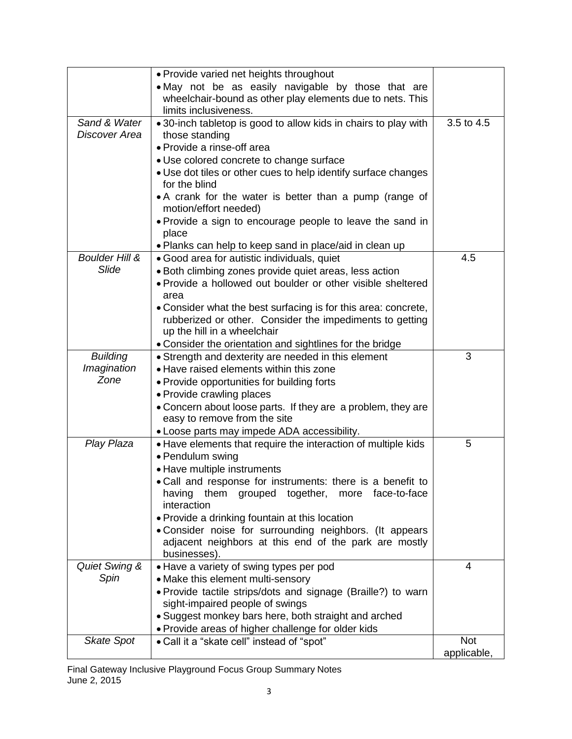| | | |
|---|---|---|
| | • Provide varied net heights throughout<br>• May not be as easily navigable by those that are wheelchair-bound as other play elements due to nets. This limits inclusiveness. | |
| *Sand & Water Discover Area* | • 30-inch tabletop is good to allow kids in chairs to play with those standing<br>• Provide a rinse-off area<br>• Use colored concrete to change surface<br>• Use dot tiles or other cues to help identify surface changes for the blind<br>• A crank for the water is better than a pump (range of motion/effort needed)<br>• Provide a sign to encourage people to leave the sand in place<br>• Planks can help to keep sand in place/aid in clean up | 3.5 to 4.5 |
| *Boulder Hill & Slide* | • Good area for autistic individuals, quiet<br>• Both climbing zones provide quiet areas, less action<br>• Provide a hollowed out boulder or other visible sheltered area<br>• Consider what the best surfacing is for this area: concrete, rubberized or other. Consider the impediments to getting up the hill in a wheelchair<br>• Consider the orientation and sightlines for the bridge | 4.5 |
| *Building Imagination Zone* | • Strength and dexterity are needed in this element<br>• Have raised elements within this zone<br>• Provide opportunities for building forts<br>• Provide crawling places<br>• Concern about loose parts. If they are a problem, they are easy to remove from the site<br>• Loose parts may impede ADA accessibility. | 3 |
| *Play Plaza* | • Have elements that require the interaction of multiple kids<br>• Pendulum swing<br>• Have multiple instruments<br>• Call and response for instruments: there is a benefit to having them grouped together, more face-to-face interaction<br>• Provide a drinking fountain at this location<br>• Consider noise for surrounding neighbors. (It appears adjacent neighbors at this end of the park are mostly businesses). | 5 |
| *Quiet Swing & Spin* | • Have a variety of swing types per pod<br>• Make this element multi-sensory<br>• Provide tactile strips/dots and signage (Braille?) to warn sight-impaired people of swings<br>• Suggest monkey bars here, both straight and arched<br>• Provide areas of higher challenge for older kids | 4 |
| *Skate Spot* | • Call it a "skate cell" instead of "spot" | Not applicable, |

Final Gateway Inclusive Playground Focus Group Summary Notes
June 2, 2015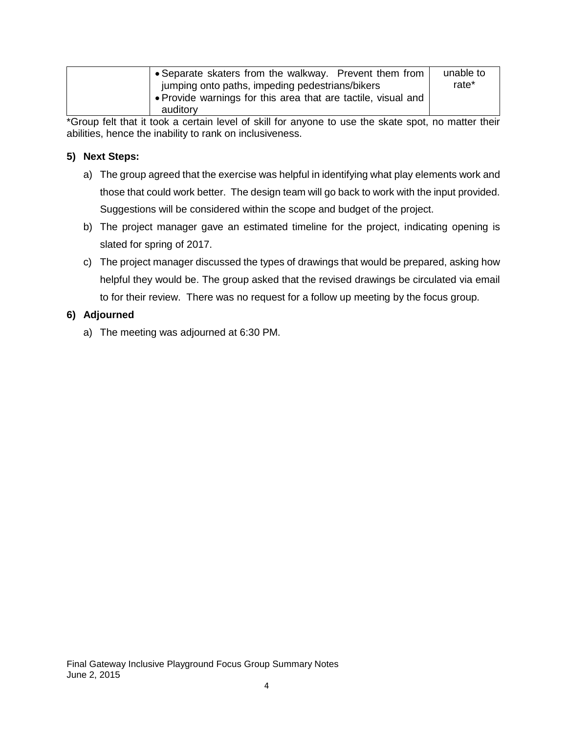| | | |
|---|---|---|
| | • Separate skaters from the walkway. Prevent them from jumping onto paths, impeding pedestrians/bikers<br>• Provide warnings for this area that are tactile, visual and auditory | unable to rate* |

*Group felt that it took a certain level of skill for anyone to use the skate spot, no matter their abilities, hence the inability to rank on inclusiveness.

**5) Next Steps:**

a) The group agreed that the exercise was helpful in identifying what play elements work and those that could work better. The design team will go back to work with the input provided. Suggestions will be considered within the scope and budget of the project.

b) The project manager gave an estimated timeline for the project, indicating opening is slated for spring of 2017.

c) The project manager discussed the types of drawings that would be prepared, asking how helpful they would be. The group asked that the revised drawings be circulated via email to for their review. There was no request for a follow up meeting by the focus group.

**6) Adjourned**

a) The meeting was adjourned at 6:30 PM.